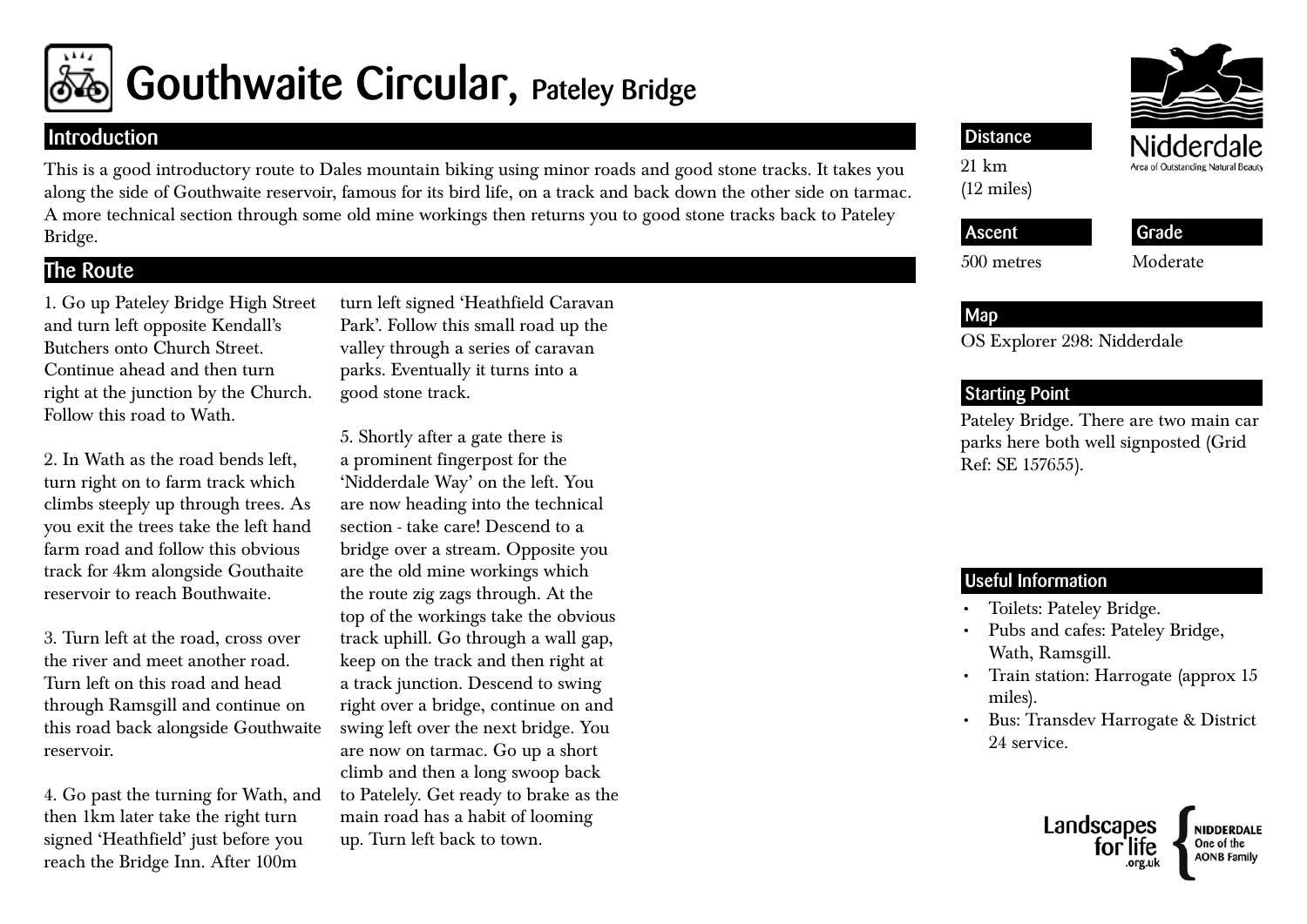# Gouthwaite Circular, Pateley Bridge

## Introduction

This is a good introductory route to Dales mountain biking using minor roads and good stone tracks. It takes you along the side of Gouthwaite reservoir, famous for its bird life, on a track and back down the other side on tarmac. A more technical section through some old mine workings then returns you to good stone tracks back to Pateley Bridge.

## The Route

1. Go up Pateley Bridge High Street and turn left opposite Kendall's Butchers onto Church Street. Continue ahead and then turn right at the junction by the Church. Follow this road to Wath.

2. In Wath as the road bends left, turn right on to farm track which climbs steeply up through trees. As you exit the trees take the left hand farm road and follow this obvious track for 4km alongside Gouthaite reservoir to reach Bouthwaite.

3. Turn left at the road, cross over the river and meet another road. Turn left on this road and head through Ramsgill and continue on this road back alongside Gouthwaite reservoir.

4. Go past the turning for Wath, and then 1km later take the right turn signed 'Heathfield' just before you reach the Bridge Inn. After 100m turn left signed 'Heathfield Caravan Park'. Follow this small road up the valley through a series of caravan parks. Eventually it turns into a good stone track.

5. Shortly after a gate there is a prominent fingerpost for the 'Nidderdale Way' on the left. You are now heading into the technical section - take care! Descend to a bridge over a stream. Opposite you are the old mine workings which the route zig zags through. At the top of the workings take the obvious track uphill. Go through a wall gap, keep on the track and then right at a track junction. Descend to swing right over a bridge, continue on and swing left over the next bridge. You are now on tarmac. Go up a short climb and then a long swoop back to Patelely. Get ready to brake as the main road has a habit of looming up. Turn left back to town.

## Distance

21 km
(12 miles)

## Ascent

500 metres

## Grade

Moderate

## Map

OS Explorer 298: Nidderdale

## Starting Point

Pateley Bridge. There are two main car parks here both well signposted (Grid Ref: SE 157655).

## Useful Information

- Toilets: Pateley Bridge.
- Pubs and cafes: Pateley Bridge, Wath, Ramsgill.
- Train station: Harrogate (approx 15 miles).
- Bus: Transdev Harrogate & District 24 service.

Nidderdale Area of Outstanding Natural Beauty

Landscapes for life .org.uk — NIDDERDALE One of the AONB Family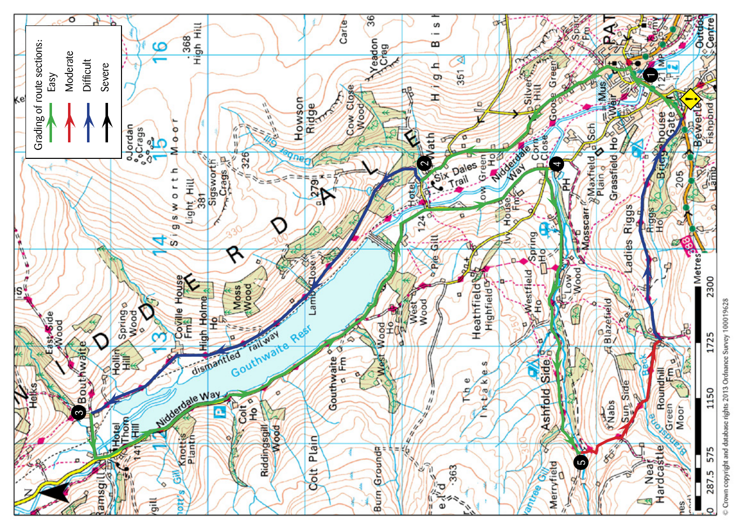Grading of route sections:

- Easy
- Moderate
- Difficult
- Severe

Metres

0 287.5 575 1150 1725 2300

© Crown copyright and database rights 2013 Ordnance Survey 100019628